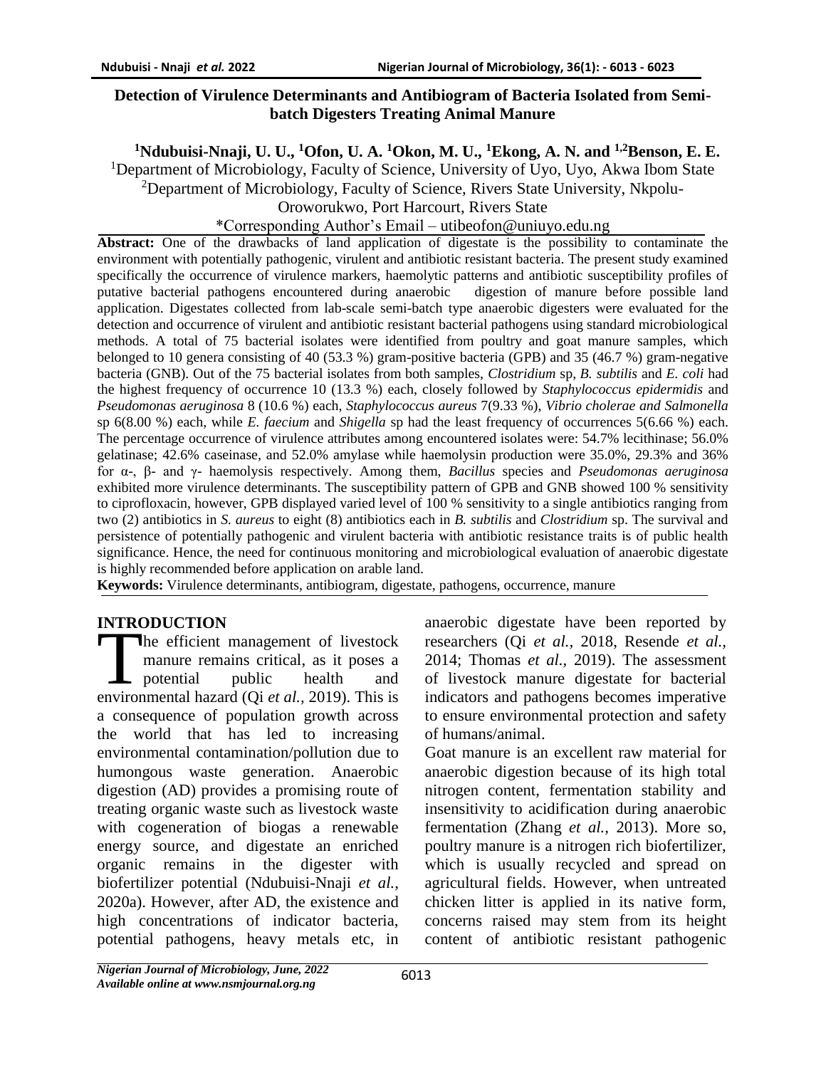# Detection of Virulence Determinants and Antibiogram of Bacteria Isolated from Semi-batch Digesters Treating Animal Manure

[1]Ndubuisi-Nnaji, U. U., [1]Ofon, U. A. [1]Okon, M. U., [1]Ekong, A. N. and [1,2]Benson, E. E.

[1]Department of Microbiology, Faculty of Science, University of Uyo, Uyo, Akwa Ibom State

[2]Department of Microbiology, Faculty of Science, Rivers State University, Nkpolu-Oroworukwo, Port Harcourt, Rivers State

*Corresponding Author's Email – utibeofon@uniuyo.edu.ng

**Abstract:** One of the drawbacks of land application of digestate is the possibility to contaminate the environment with potentially pathogenic, virulent and antibiotic resistant bacteria. The present study examined specifically the occurrence of virulence markers, haemolytic patterns and antibiotic susceptibility profiles of putative bacterial pathogens encountered during anaerobic digestion of manure before possible land application. Digestates collected from lab-scale semi-batch type anaerobic digesters were evaluated for the detection and occurrence of virulent and antibiotic resistant bacterial pathogens using standard microbiological methods. A total of 75 bacterial isolates were identified from poultry and goat manure samples, which belonged to 10 genera consisting of 40 (53.3 %) gram-positive bacteria (GPB) and 35 (46.7 %) gram-negative bacteria (GNB). Out of the 75 bacterial isolates from both samples, *Clostridium* sp, *B. subtilis* and *E. coli* had the highest frequency of occurrence 10 (13.3 %) each, closely followed by *Staphylococcus epidermidis* and *Pseudomonas aeruginosa* 8 (10.6 %) each, *Staphylococcus aureus* 7(9.33 %), *Vibrio cholerae and Salmonella* sp 6(8.00 %) each, while *E. faecium* and *Shigella* sp had the least frequency of occurrences 5(6.66 %) each. The percentage occurrence of virulence attributes among encountered isolates were: 54.7% lecithinase; 56.0% gelatinase; 42.6% caseinase, and 52.0% amylase while haemolysin production were 35.0%, 29.3% and 36% for α-, β- and γ- haemolysis respectively. Among them, *Bacillus* species and *Pseudomonas aeruginosa* exhibited more virulence determinants. The susceptibility pattern of GPB and GNB showed 100 % sensitivity to ciprofloxacin, however, GPB displayed varied level of 100 % sensitivity to a single antibiotics ranging from two (2) antibiotics in *S. aureus* to eight (8) antibiotics each in *B. subtilis* and *Clostridium* sp. The survival and persistence of potentially pathogenic and virulent bacteria with antibiotic resistance traits is of public health significance. Hence, the need for continuous monitoring and microbiological evaluation of anaerobic digestate is highly recommended before application on arable land.

**Keywords:** Virulence determinants, antibiogram, digestate, pathogens, occurrence, manure

## INTRODUCTION

The efficient management of livestock manure remains critical, as it poses a potential public health and environmental hazard (Qi *et al.,* 2019). This is a consequence of population growth across the world that has led to increasing environmental contamination/pollution due to humongous waste generation. Anaerobic digestion (AD) provides a promising route of treating organic waste such as livestock waste with cogeneration of biogas a renewable energy source, and digestate an enriched organic remains in the digester with biofertilizer potential (Ndubuisi-Nnaji *et al.,* 2020a). However, after AD, the existence and high concentrations of indicator bacteria, potential pathogens, heavy metals etc, in anaerobic digestate have been reported by researchers (Qi *et al.,* 2018, Resende *et al.,* 2014; Thomas *et al.,* 2019). The assessment of livestock manure digestate for bacterial indicators and pathogens becomes imperative to ensure environmental protection and safety of humans/animal.

Goat manure is an excellent raw material for anaerobic digestion because of its high total nitrogen content, fermentation stability and insensitivity to acidification during anaerobic fermentation (Zhang *et al.,* 2013). More so, poultry manure is a nitrogen rich biofertilizer, which is usually recycled and spread on agricultural fields. However, when untreated chicken litter is applied in its native form, concerns raised may stem from its height content of antibiotic resistant pathogenic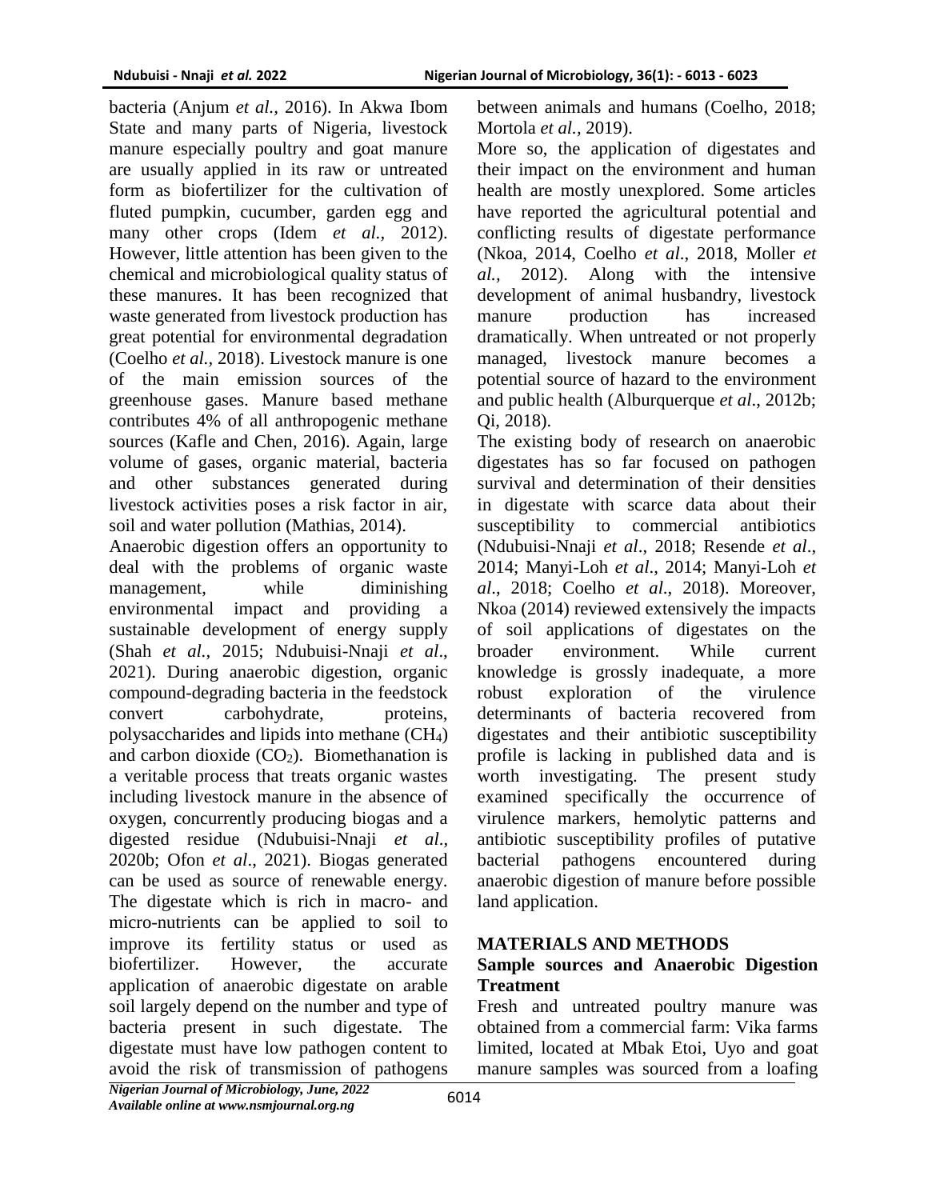bacteria (Anjum *et al.,* 2016). In Akwa Ibom State and many parts of Nigeria, livestock manure especially poultry and goat manure are usually applied in its raw or untreated form as biofertilizer for the cultivation of fluted pumpkin, cucumber, garden egg and many other crops (Idem *et al.,* 2012). However, little attention has been given to the chemical and microbiological quality status of these manures. It has been recognized that waste generated from livestock production has great potential for environmental degradation (Coelho *et al.,* 2018). Livestock manure is one of the main emission sources of the greenhouse gases. Manure based methane contributes 4% of all anthropogenic methane sources (Kafle and Chen, 2016). Again, large volume of gases, organic material, bacteria and other substances generated during livestock activities poses a risk factor in air, soil and water pollution (Mathias, 2014).

Anaerobic digestion offers an opportunity to deal with the problems of organic waste management, while diminishing environmental impact and providing a sustainable development of energy supply (Shah *et al.,* 2015; Ndubuisi-Nnaji *et al*., 2021). During anaerobic digestion, organic compound-degrading bacteria in the feedstock convert carbohydrate, proteins, polysaccharides and lipids into methane ($CH_4$) and carbon dioxide ($CO_2$). Biomethanation is a veritable process that treats organic wastes including livestock manure in the absence of oxygen, concurrently producing biogas and a digested residue (Ndubuisi-Nnaji *et al*., 2020b; Ofon *et al*., 2021). Biogas generated can be used as source of renewable energy. The digestate which is rich in macro- and micro-nutrients can be applied to soil to improve its fertility status or used as biofertilizer. However, the accurate application of anaerobic digestate on arable soil largely depend on the number and type of bacteria present in such digestate. The digestate must have low pathogen content to avoid the risk of transmission of pathogens between animals and humans (Coelho, 2018; Mortola *et al.,* 2019).

More so, the application of digestates and their impact on the environment and human health are mostly unexplored. Some articles have reported the agricultural potential and conflicting results of digestate performance (Nkoa, 2014, Coelho *et al*., 2018, Moller *et al.,* 2012). Along with the intensive development of animal husbandry, livestock manure production has increased dramatically. When untreated or not properly managed, livestock manure becomes a potential source of hazard to the environment and public health (Alburquerque *et al*., 2012b; Qi, 2018).

The existing body of research on anaerobic digestates has so far focused on pathogen survival and determination of their densities in digestate with scarce data about their susceptibility to commercial antibiotics (Ndubuisi-Nnaji *et al*., 2018; Resende *et al*., 2014; Manyi-Loh *et al*., 2014; Manyi-Loh *et al*., 2018; Coelho *et al*., 2018). Moreover, Nkoa (2014) reviewed extensively the impacts of soil applications of digestates on the broader environment. While current knowledge is grossly inadequate, a more robust exploration of the virulence determinants of bacteria recovered from digestates and their antibiotic susceptibility profile is lacking in published data and is worth investigating. The present study examined specifically the occurrence of virulence markers, hemolytic patterns and antibiotic susceptibility profiles of putative bacterial pathogens encountered during anaerobic digestion of manure before possible land application.

## MATERIALS AND METHODS

### Sample sources and Anaerobic Digestion Treatment

Fresh and untreated poultry manure was obtained from a commercial farm: Vika farms limited, located at Mbak Etoi, Uyo and goat manure samples was sourced from a loafing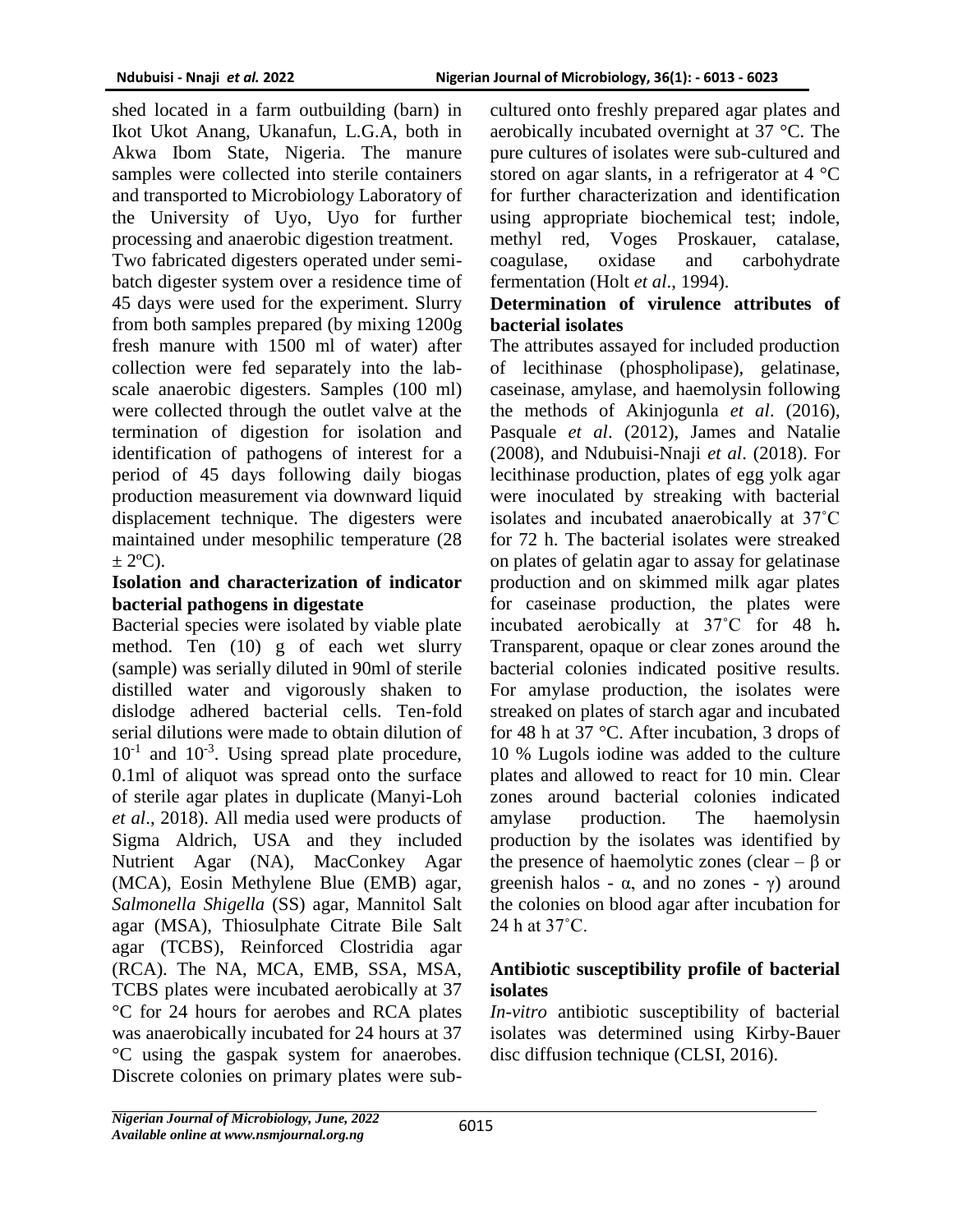shed located in a farm outbuilding (barn) in Ikot Ukot Anang, Ukanafun, L.G.A, both in Akwa Ibom State, Nigeria. The manure samples were collected into sterile containers and transported to Microbiology Laboratory of the University of Uyo, Uyo for further processing and anaerobic digestion treatment.

Two fabricated digesters operated under semi-batch digester system over a residence time of 45 days were used for the experiment. Slurry from both samples prepared (by mixing 1200g fresh manure with 1500 ml of water) after collection were fed separately into the lab-scale anaerobic digesters. Samples (100 ml) were collected through the outlet valve at the termination of digestion for isolation and identification of pathogens of interest for a period of 45 days following daily biogas production measurement via downward liquid displacement technique. The digesters were maintained under mesophilic temperature (28 ± 2ºC).

### Isolation and characterization of indicator bacterial pathogens in digestate

Bacterial species were isolated by viable plate method. Ten (10) g of each wet slurry (sample) was serially diluted in 90ml of sterile distilled water and vigorously shaken to dislodge adhered bacterial cells. Ten-fold serial dilutions were made to obtain dilution of $10^{-1}$ and $10^{-3}$. Using spread plate procedure, 0.1ml of aliquot was spread onto the surface of sterile agar plates in duplicate (Manyi-Loh *et al*., 2018). All media used were products of Sigma Aldrich, USA and they included Nutrient Agar (NA), MacConkey Agar (MCA), Eosin Methylene Blue (EMB) agar, *Salmonella Shigella* (SS) agar, Mannitol Salt agar (MSA), Thiosulphate Citrate Bile Salt agar (TCBS), Reinforced Clostridia agar (RCA). The NA, MCA, EMB, SSA, MSA, TCBS plates were incubated aerobically at 37 °C for 24 hours for aerobes and RCA plates was anaerobically incubated for 24 hours at 37 °C using the gaspak system for anaerobes. Discrete colonies on primary plates were sub-cultured onto freshly prepared agar plates and aerobically incubated overnight at 37 °C. The pure cultures of isolates were sub-cultured and stored on agar slants, in a refrigerator at 4 °C for further characterization and identification using appropriate biochemical test; indole, methyl red, Voges Proskauer, catalase, coagulase, oxidase and carbohydrate fermentation (Holt *et al*., 1994).

### Determination of virulence attributes of bacterial isolates

The attributes assayed for included production of lecithinase (phospholipase), gelatinase, caseinase, amylase, and haemolysin following the methods of Akinjogunla *et al*. (2016), Pasquale *et al*. (2012), James and Natalie (2008), and Ndubuisi-Nnaji *et al*. (2018). For lecithinase production, plates of egg yolk agar were inoculated by streaking with bacterial isolates and incubated anaerobically at 37˚C for 72 h. The bacterial isolates were streaked on plates of gelatin agar to assay for gelatinase production and on skimmed milk agar plates for caseinase production, the plates were incubated aerobically at 37˚C for 48 h**.** Transparent, opaque or clear zones around the bacterial colonies indicated positive results. For amylase production, the isolates were streaked on plates of starch agar and incubated for 48 h at 37 °C. After incubation, 3 drops of 10 % Lugols iodine was added to the culture plates and allowed to react for 10 min. Clear zones around bacterial colonies indicated amylase production. The haemolysin production by the isolates was identified by the presence of haemolytic zones (clear – β or greenish halos - α, and no zones - γ) around the colonies on blood agar after incubation for 24 h at 37˚C.

### Antibiotic susceptibility profile of bacterial isolates

*In-vitro* antibiotic susceptibility of bacterial isolates was determined using Kirby-Bauer disc diffusion technique (CLSI, 2016).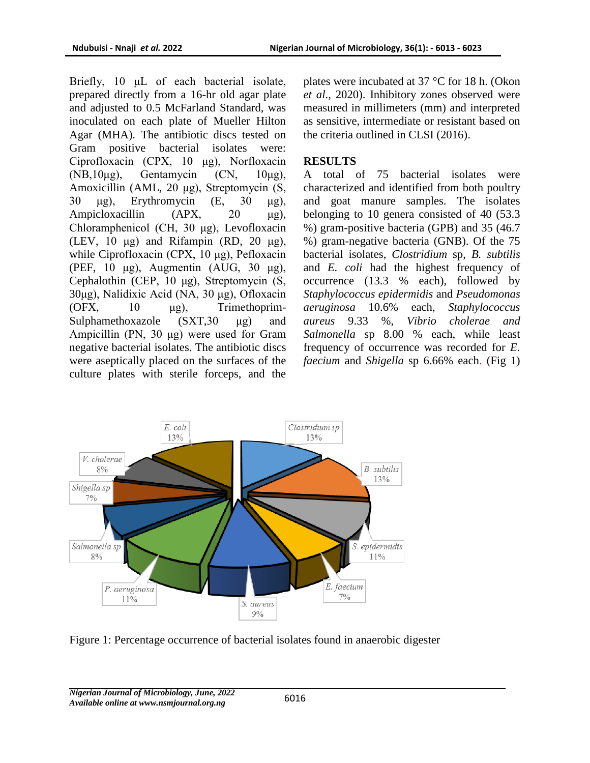Briefly, 10 μL of each bacterial isolate, prepared directly from a 16-hr old agar plate and adjusted to 0.5 McFarland Standard, was inoculated on each plate of Mueller Hilton Agar (MHA). The antibiotic discs tested on Gram positive bacterial isolates were: Ciprofloxacin (CPX, 10 μg), Norfloxacin (NB,10μg), Gentamycin (CN, 10μg), Amoxicillin (AML, 20 μg), Streptomycin (S, 30 μg), Erythromycin (E, 30 μg), Ampicloxacillin (APX, 20 μg), Chloramphenicol (CH, 30 μg), Levofloxacin (LEV, 10 μg) and Rifampin (RD, 20 μg), while Ciprofloxacin (CPX, 10 μg), Pefloxacin (PEF, 10 μg), Augmentin (AUG, 30 μg), Cephalothin (CEP, 10 μg), Streptomycin (S, 30μg), Nalidixic Acid (NA, 30 μg), Ofloxacin (OFX, 10 μg), Trimethoprim-Sulphamethoxazole (SXT,30 μg) and Ampicillin (PN, 30 μg) were used for Gram negative bacterial isolates. The antibiotic discs were aseptically placed on the surfaces of the culture plates with sterile forceps, and the plates were incubated at 37 °C for 18 h. (Okon *et al*., 2020). Inhibitory zones observed were measured in millimeters (mm) and interpreted as sensitive, intermediate or resistant based on the criteria outlined in CLSI (2016).

## RESULTS

A total of 75 bacterial isolates were characterized and identified from both poultry and goat manure samples. The isolates belonging to 10 genera consisted of 40 (53.3 %) gram-positive bacteria (GPB) and 35 (46.7 %) gram-negative bacteria (GNB). Of the 75 bacterial isolates, *Clostridium* sp, *B. subtilis* and *E. coli* had the highest frequency of occurrence (13.3 % each), followed by *Staphylococcus epidermidis* and *Pseudomonas aeruginosa* 10.6% each, *Staphylococcus aureus* 9.33 %, *Vibrio cholerae and Salmonella* sp 8.00 % each, while least frequency of occurrence was recorded for *E. faecium* and *Shigella* sp 6.66% each. (Fig 1)

Figure 1: Percentage occurrence of bacterial isolates found in anaerobic digester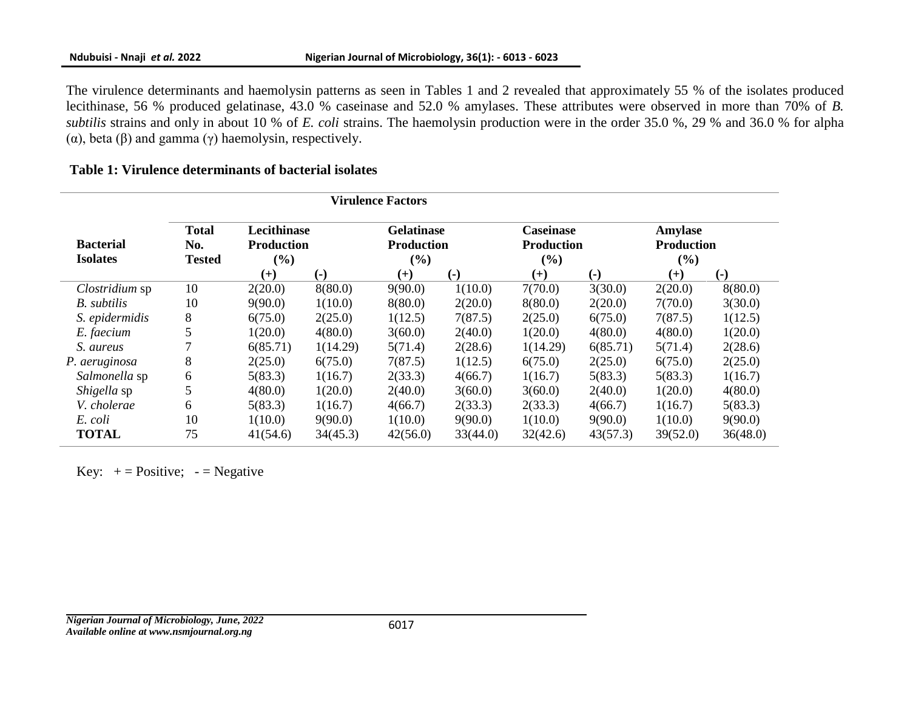The virulence determinants and haemolysin patterns as seen in Tables 1 and 2 revealed that approximately 55 % of the isolates produced lecithinase, 56 % produced gelatinase, 43.0 % caseinase and 52.0 % amylases. These attributes were observed in more than 70% of *B. subtilis* strains and only in about 10 % of *E. coli* strains. The haemolysin production were in the order 35.0 %, 29 % and 36.0 % for alpha (α), beta (β) and gamma (γ) haemolysin, respectively.

**Table 1: Virulence determinants of bacterial isolates**

| Bacterial Isolates | Total No. Tested | Lecithinase Production (%) | | Gelatinase Production (%) | | Caseinase Production (%) | | Amylase Production (%) | |
|---|---|---|---|---|---|---|---|---|---|
| | | (+) | (-) | (+) | (-) | (+) | (-) | (+) | (-) |
| *Clostridium* sp | 10 | 2(20.0) | 8(80.0) | 9(90.0) | 1(10.0) | 7(70.0) | 3(30.0) | 2(20.0) | 8(80.0) |
| *B. subtilis* | 10 | 9(90.0) | 1(10.0) | 8(80.0) | 2(20.0) | 8(80.0) | 2(20.0) | 7(70.0) | 3(30.0) |
| *S. epidermidis* | 8 | 6(75.0) | 2(25.0) | 1(12.5) | 7(87.5) | 2(25.0) | 6(75.0) | 7(87.5) | 1(12.5) |
| *E. faecium* | 5 | 1(20.0) | 4(80.0) | 3(60.0) | 2(40.0) | 1(20.0) | 4(80.0) | 4(80.0) | 1(20.0) |
| *S. aureus* | 7 | 6(85.71) | 1(14.29) | 5(71.4) | 2(28.6) | 1(14.29) | 6(85.71) | 5(71.4) | 2(28.6) |
| *P. aeruginosa* | 8 | 2(25.0) | 6(75.0) | 7(87.5) | 1(12.5) | 6(75.0) | 2(25.0) | 6(75.0) | 2(25.0) |
| *Salmonella* sp | 6 | 5(83.3) | 1(16.7) | 2(33.3) | 4(66.7) | 1(16.7) | 5(83.3) | 5(83.3) | 1(16.7) |
| *Shigella* sp | 5 | 4(80.0) | 1(20.0) | 2(40.0) | 3(60.0) | 3(60.0) | 2(40.0) | 1(20.0) | 4(80.0) |
| *V. cholerae* | 6 | 5(83.3) | 1(16.7) | 4(66.7) | 2(33.3) | 2(33.3) | 4(66.7) | 1(16.7) | 5(83.3) |
| *E. coli* | 10 | 1(10.0) | 9(90.0) | 1(10.0) | 9(90.0) | 1(10.0) | 9(90.0) | 1(10.0) | 9(90.0) |
| **TOTAL** | 75 | 41(54.6) | 34(45.3) | 42(56.0) | 33(44.0) | 32(42.6) | 43(57.3) | 39(52.0) | 36(48.0) |

Key: + = Positive; - = Negative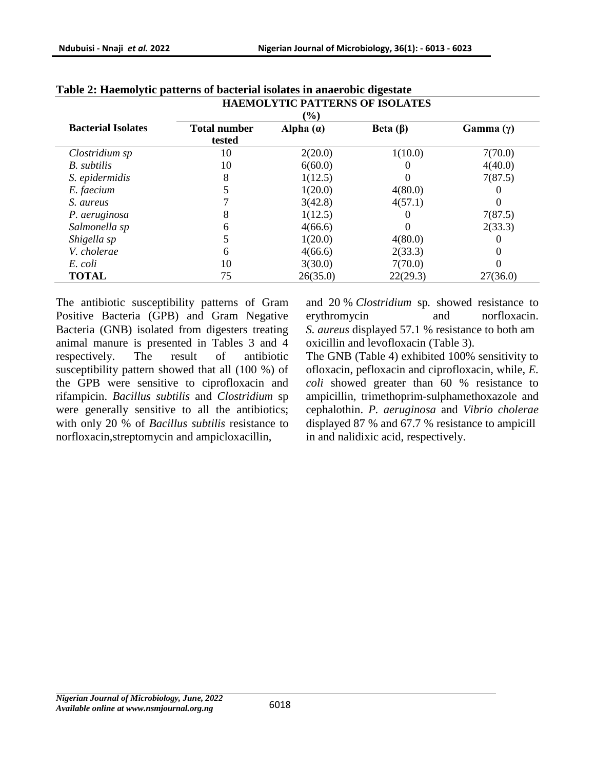**Table 2: Haemolytic patterns of bacterial isolates in anaerobic digestate**

| Bacterial Isolates | HAEMOLYTIC PATTERNS OF ISOLATES (%) | | | |
|---|---|---|---|---|
| | Total number tested | Alpha (α) | Beta (β) | Gamma (γ) |
| *Clostridium sp* | 10 | 2(20.0) | 1(10.0) | 7(70.0) |
| *B. subtilis* | 10 | 6(60.0) | 0 | 4(40.0) |
| *S. epidermidis* | 8 | 1(12.5) | 0 | 7(87.5) |
| *E. faecium* | 5 | 1(20.0) | 4(80.0) | 0 |
| *S. aureus* | 7 | 3(42.8) | 4(57.1) | 0 |
| *P. aeruginosa* | 8 | 1(12.5) | 0 | 7(87.5) |
| *Salmonella sp* | 6 | 4(66.6) | 0 | 2(33.3) |
| *Shigella sp* | 5 | 1(20.0) | 4(80.0) | 0 |
| *V. cholerae* | 6 | 4(66.6) | 2(33.3) | 0 |
| *E. coli* | 10 | 3(30.0) | 7(70.0) | 0 |
| **TOTAL** | 75 | 26(35.0) | 22(29.3) | 27(36.0) |

The antibiotic susceptibility patterns of Gram Positive Bacteria (GPB) and Gram Negative Bacteria (GNB) isolated from digesters treating animal manure is presented in Tables 3 and 4 respectively. The result of antibiotic susceptibility pattern showed that all (100 %) of the GPB were sensitive to ciprofloxacin and rifampicin. *Bacillus subtilis* and *Clostridium* sp were generally sensitive to all the antibiotics; with only 20 % of *Bacillus subtilis* resistance to norfloxacin,streptomycin and ampicloxacillin, and 20 % *Clostridium* sp*.* showed resistance to erythromycin and norfloxacin. *S. aureus* displayed 57.1 % resistance to both am oxicillin and levofloxacin (Table 3).

The GNB (Table 4) exhibited 100% sensitivity to ofloxacin, pefloxacin and ciprofloxacin, while, *E. coli* showed greater than 60 % resistance to ampicillin, trimethoprim-sulphamethoxazole and cephalothin. *P. aeruginosa* and *Vibrio cholerae* displayed 87 % and 67.7 % resistance to ampicill in and nalidixic acid, respectively.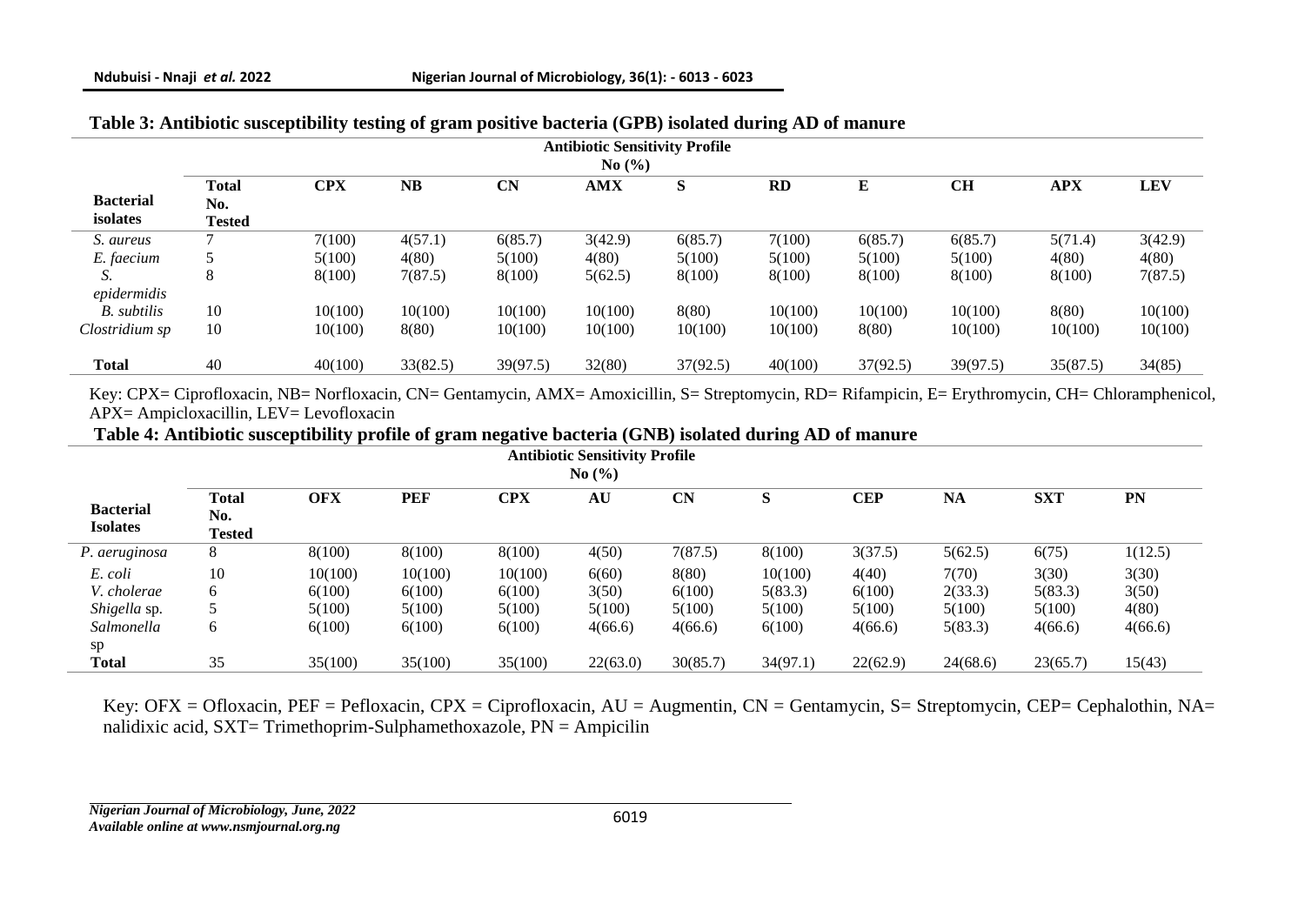**Table 3: Antibiotic susceptibility testing of gram positive bacteria (GPB) isolated during AD of manure**

| | | Antibiotic Sensitivity Profile No (%) | | | | | | | | | |
|---|---|---|---|---|---|---|---|---|---|---|---|
| **Bacterial isolates** | **Total No. Tested** | **CPX** | **NB** | **CN** | **AMX** | **S** | **RD** | **E** | **CH** | **APX** | **LEV** |
| *S. aureus* | 7 | 7(100) | 4(57.1) | 6(85.7) | 3(42.9) | 6(85.7) | 7(100) | 6(85.7) | 6(85.7) | 5(71.4) | 3(42.9) |
| *E. faecium* | 5 | 5(100) | 4(80) | 5(100) | 4(80) | 5(100) | 5(100) | 5(100) | 5(100) | 4(80) | 4(80) |
| *S. epidermidis* | 8 | 8(100) | 7(87.5) | 8(100) | 5(62.5) | 8(100) | 8(100) | 8(100) | 8(100) | 8(100) | 7(87.5) |
| *B. subtilis* | 10 | 10(100) | 10(100) | 10(100) | 10(100) | 8(80) | 10(100) | 10(100) | 10(100) | 8(80) | 10(100) |
| *Clostridium sp* | 10 | 10(100) | 8(80) | 10(100) | 10(100) | 10(100) | 10(100) | 8(80) | 10(100) | 10(100) | 10(100) |
| **Total** | 40 | 40(100) | 33(82.5) | 39(97.5) | 32(80) | 37(92.5) | 40(100) | 37(92.5) | 39(97.5) | 35(87.5) | 34(85) |

Key: CPX= Ciprofloxacin, NB= Norfloxacin, CN= Gentamycin, AMX= Amoxicillin, S= Streptomycin, RD= Rifampicin, E= Erythromycin, CH= Chloramphenicol, APX= Ampicloxacillin, LEV= Levofloxacin

**Table 4: Antibiotic susceptibility profile of gram negative bacteria (GNB) isolated during AD of manure**

| | | Antibiotic Sensitivity Profile No (%) | | | | | | | | | |
|---|---|---|---|---|---|---|---|---|---|---|---|
| **Bacterial Isolates** | **Total No. Tested** | **OFX** | **PEF** | **CPX** | **AU** | **CN** | **S** | **CEP** | **NA** | **SXT** | **PN** |
| *P. aeruginosa* | 8 | 8(100) | 8(100) | 8(100) | 4(50) | 7(87.5) | 8(100) | 3(37.5) | 5(62.5) | 6(75) | 1(12.5) |
| *E. coli* | 10 | 10(100) | 10(100) | 10(100) | 6(60) | 8(80) | 10(100) | 4(40) | 7(70) | 3(30) | 3(30) |
| *V. cholerae* | 6 | 6(100) | 6(100) | 6(100) | 3(50) | 6(100) | 5(83.3) | 6(100) | 2(33.3) | 5(83.3) | 3(50) |
| *Shigella* sp. | 5 | 5(100) | 5(100) | 5(100) | 5(100) | 5(100) | 5(100) | 5(100) | 5(100) | 5(100) | 4(80) |
| *Salmonella* sp | 6 | 6(100) | 6(100) | 6(100) | 4(66.6) | 4(66.6) | 6(100) | 4(66.6) | 5(83.3) | 4(66.6) | 4(66.6) |
| **Total** | 35 | 35(100) | 35(100) | 35(100) | 22(63.0) | 30(85.7) | 34(97.1) | 22(62.9) | 24(68.6) | 23(65.7) | 15(43) |

Key: OFX = Ofloxacin, PEF = Pefloxacin, CPX = Ciprofloxacin, AU = Augmentin, CN = Gentamycin, S= Streptomycin, CEP= Cephalothin, NA= nalidixic acid, SXT= Trimethoprim-Sulphamethoxazole, PN = Ampicilin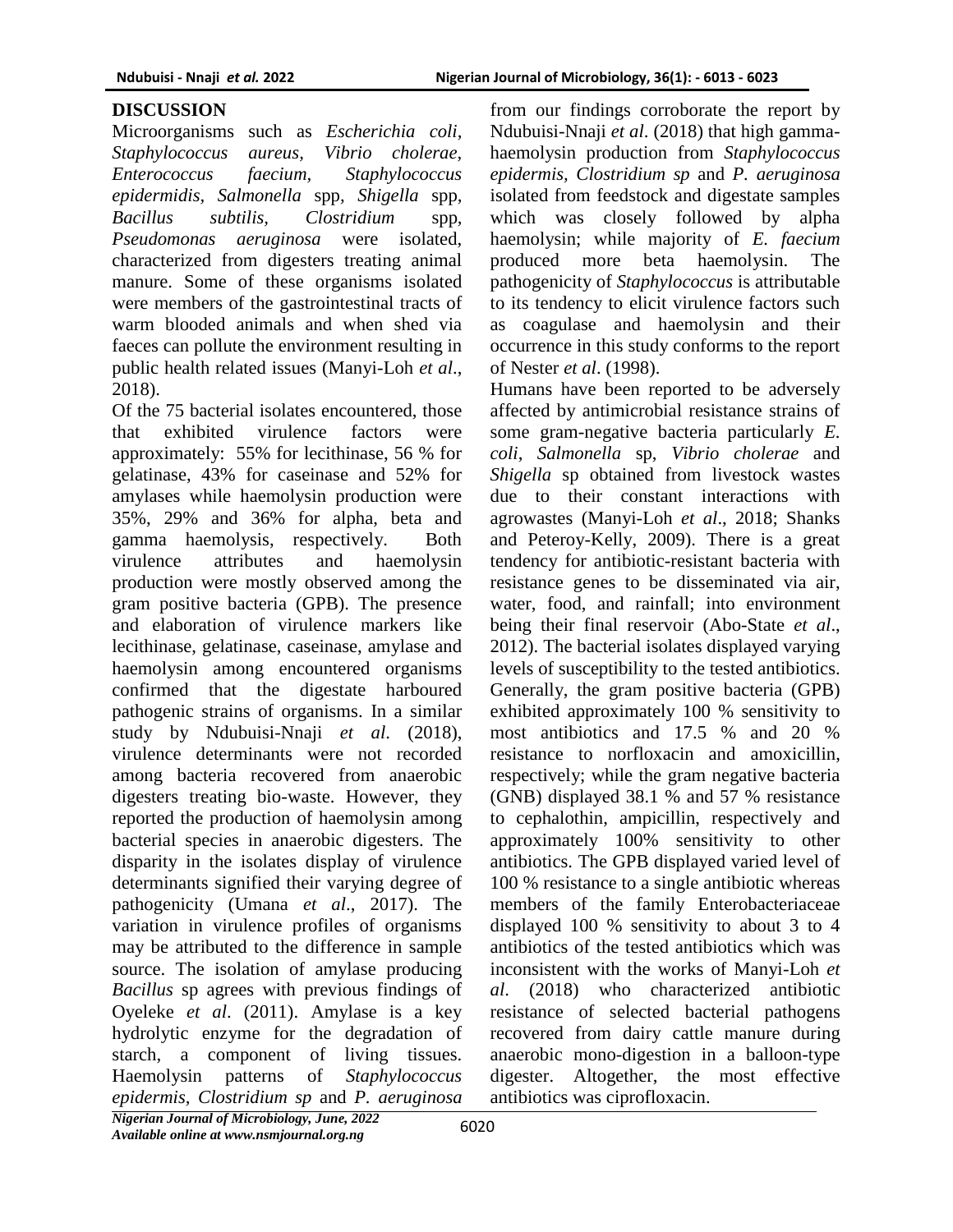## DISCUSSION

Microorganisms such as *Escherichia coli*, *Staphylococcus aureus*, *Vibrio cholerae*, *Enterococcus faecium*, *Staphylococcus epidermidis*, *Salmonella* spp, *Shigella* spp, *Bacillus subtilis*, *Clostridium* spp, *Pseudomonas aeruginosa* were isolated, characterized from digesters treating animal manure. Some of these organisms isolated were members of the gastrointestinal tracts of warm blooded animals and when shed via faeces can pollute the environment resulting in public health related issues (Manyi-Loh *et al*., 2018).

Of the 75 bacterial isolates encountered, those that exhibited virulence factors were approximately: 55% for lecithinase, 56 % for gelatinase, 43% for caseinase and 52% for amylases while haemolysin production were 35%, 29% and 36% for alpha, beta and gamma haemolysis, respectively. Both virulence attributes and haemolysin production were mostly observed among the gram positive bacteria (GPB). The presence and elaboration of virulence markers like lecithinase, gelatinase, caseinase, amylase and haemolysin among encountered organisms confirmed that the digestate harboured pathogenic strains of organisms. In a similar study by Ndubuisi-Nnaji *et al*. (2018), virulence determinants were not recorded among bacteria recovered from anaerobic digesters treating bio-waste. However, they reported the production of haemolysin among bacterial species in anaerobic digesters. The disparity in the isolates display of virulence determinants signified their varying degree of pathogenicity (Umana *et al*., 2017). The variation in virulence profiles of organisms may be attributed to the difference in sample source. The isolation of amylase producing *Bacillus* sp agrees with previous findings of Oyeleke *et al*. (2011). Amylase is a key hydrolytic enzyme for the degradation of starch, a component of living tissues. Haemolysin patterns of *Staphylococcus epidermis*, *Clostridium sp* and *P. aeruginosa* from our findings corroborate the report by Ndubuisi-Nnaji *et al*. (2018) that high gamma-haemolysin production from *Staphylococcus epidermis*, *Clostridium sp* and *P. aeruginosa* isolated from feedstock and digestate samples which was closely followed by alpha haemolysin; while majority of *E. faecium* produced more beta haemolysin. The pathogenicity of *Staphylococcus* is attributable to its tendency to elicit virulence factors such as coagulase and haemolysin and their occurrence in this study conforms to the report of Nester *et al*. (1998).

Humans have been reported to be adversely affected by antimicrobial resistance strains of some gram-negative bacteria particularly *E. coli*, *Salmonella* sp, *Vibrio cholerae* and *Shigella* sp obtained from livestock wastes due to their constant interactions with agrowastes (Manyi-Loh *et al*., 2018; Shanks and Peteroy-Kelly, 2009). There is a great tendency for antibiotic-resistant bacteria with resistance genes to be disseminated via air, water, food, and rainfall; into environment being their final reservoir (Abo-State *et al*., 2012). The bacterial isolates displayed varying levels of susceptibility to the tested antibiotics. Generally, the gram positive bacteria (GPB) exhibited approximately 100 % sensitivity to most antibiotics and 17.5 % and 20 % resistance to norfloxacin and amoxicillin, respectively; while the gram negative bacteria (GNB) displayed 38.1 % and 57 % resistance to cephalothin, ampicillin, respectively and approximately 100% sensitivity to other antibiotics. The GPB displayed varied level of 100 % resistance to a single antibiotic whereas members of the family Enterobacteriaceae displayed 100 % sensitivity to about 3 to 4 antibiotics of the tested antibiotics which was inconsistent with the works of Manyi-Loh *et al*. (2018) who characterized antibiotic resistance of selected bacterial pathogens recovered from dairy cattle manure during anaerobic mono-digestion in a balloon-type digester. Altogether, the most effective antibiotics was ciprofloxacin.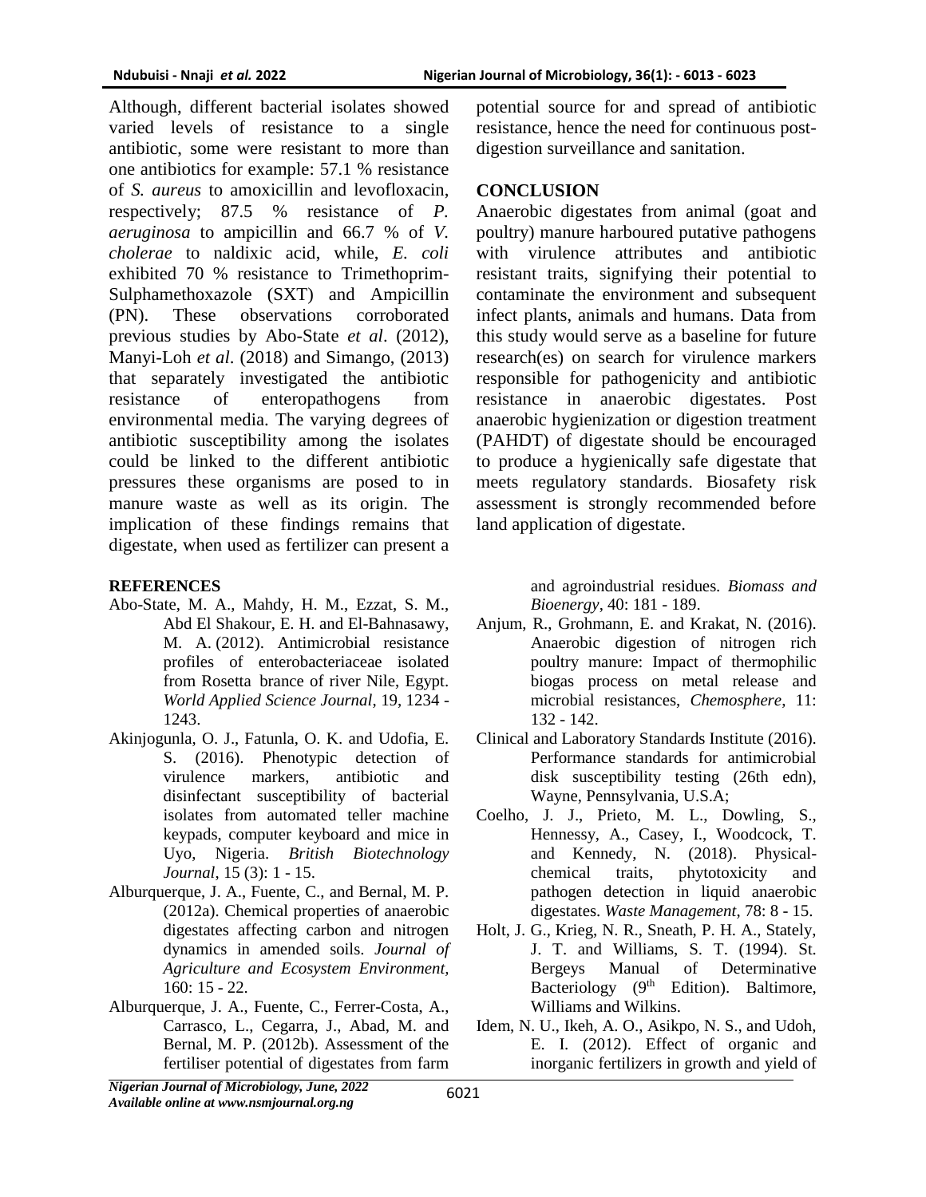Although, different bacterial isolates showed varied levels of resistance to a single antibiotic, some were resistant to more than one antibiotics for example: 57.1 % resistance of *S. aureus* to amoxicillin and levofloxacin, respectively; 87.5 % resistance of *P. aeruginosa* to ampicillin and 66.7 % of *V. cholerae* to naldixic acid, while, *E. coli* exhibited 70 % resistance to Trimethoprim-Sulphamethoxazole (SXT) and Ampicillin (PN). These observations corroborated previous studies by Abo-State *et al*. (2012), Manyi-Loh *et al*. (2018) and Simango, (2013) that separately investigated the antibiotic resistance of enteropathogens from environmental media. The varying degrees of antibiotic susceptibility among the isolates could be linked to the different antibiotic pressures these organisms are posed to in manure waste as well as its origin. The implication of these findings remains that digestate, when used as fertilizer can present a potential source for and spread of antibiotic resistance, hence the need for continuous post-digestion surveillance and sanitation.

## CONCLUSION

Anaerobic digestates from animal (goat and poultry) manure harboured putative pathogens with virulence attributes and antibiotic resistant traits, signifying their potential to contaminate the environment and subsequent infect plants, animals and humans. Data from this study would serve as a baseline for future research(es) on search for virulence markers responsible for pathogenicity and antibiotic resistance in anaerobic digestates. Post anaerobic hygienization or digestion treatment (PAHDT) of digestate should be encouraged to produce a hygienically safe digestate that meets regulatory standards. Biosafety risk assessment is strongly recommended before land application of digestate.

## REFERENCES

Abo-State, M. A., Mahdy, H. M., Ezzat, S. M., Abd El Shakour, E. H. and El-Bahnasawy, M. A. (2012). Antimicrobial resistance profiles of enterobacteriaceae isolated from Rosetta brance of river Nile, Egypt. *World Applied Science Journal*, 19, 1234 - 1243.

Akinjogunla, O. J., Fatunla, O. K. and Udofia, E. S. (2016). Phenotypic detection of virulence markers, antibiotic and disinfectant susceptibility of bacterial isolates from automated teller machine keypads, computer keyboard and mice in Uyo, Nigeria. *British Biotechnology Journal*, 15 (3): 1 - 15.

Alburquerque, J. A., Fuente, C., and Bernal, M. P. (2012a). Chemical properties of anaerobic digestates affecting carbon and nitrogen dynamics in amended soils. *Journal of Agriculture and Ecosystem Environment*, 160: 15 - 22.

Alburquerque, J. A., Fuente, C., Ferrer-Costa, A., Carrasco, L., Cegarra, J., Abad, M. and Bernal, M. P. (2012b). Assessment of the fertiliser potential of digestates from farm and agroindustrial residues. *Biomass and Bioenergy*, 40: 181 - 189.

Anjum, R., Grohmann, E. and Krakat, N. (2016). Anaerobic digestion of nitrogen rich poultry manure: Impact of thermophilic biogas process on metal release and microbial resistances, *Chemosphere*, 11: 132 - 142.

Clinical and Laboratory Standards Institute (2016). Performance standards for antimicrobial disk susceptibility testing (26th edn), Wayne, Pennsylvania, U.S.A;

Coelho, J. J., Prieto, M. L., Dowling, S., Hennessy, A., Casey, I., Woodcock, T. and Kennedy, N. (2018). Physical-chemical traits, phytotoxicity and pathogen detection in liquid anaerobic digestates. *Waste Management*, 78: 8 - 15.

Holt, J. G., Krieg, N. R., Sneath, P. H. A., Stately, J. T. and Williams, S. T. (1994). St. Bergeys Manual of Determinative Bacteriology (9th Edition). Baltimore, Williams and Wilkins.

Idem, N. U., Ikeh, A. O., Asikpo, N. S., and Udoh, E. I. (2012). Effect of organic and inorganic fertilizers in growth and yield of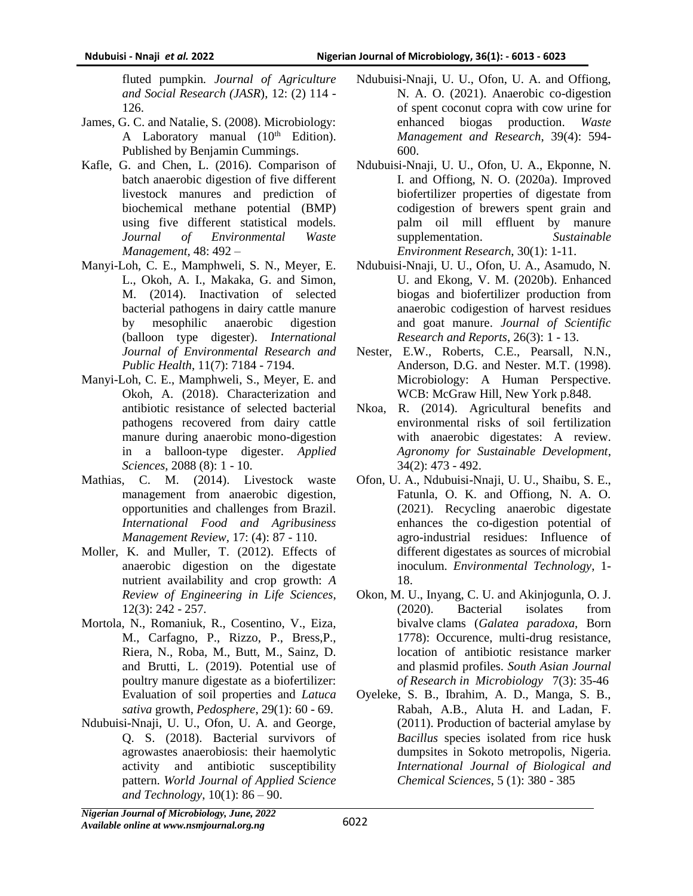fluted pumpkin. *Journal of Agriculture and Social Research (JASR*), 12: (2) 114 - 126.

James, G. C. and Natalie, S. (2008). Microbiology: A Laboratory manual (10th Edition). Published by Benjamin Cummings.

Kafle, G. and Chen, L. (2016). Comparison of batch anaerobic digestion of five different livestock manures and prediction of biochemical methane potential (BMP) using five different statistical models. *Journal of Environmental Waste Management*, 48: 492 –

Manyi-Loh, C. E., Mamphweli, S. N., Meyer, E. L., Okoh, A. I., Makaka, G. and Simon, M. (2014). Inactivation of selected bacterial pathogens in dairy cattle manure by mesophilic anaerobic digestion (balloon type digester). *International Journal of Environmental Research and Public Health*, 11(7): 7184 - 7194.

Manyi-Loh, C. E., Mamphweli, S., Meyer, E. and Okoh, A. (2018). Characterization and antibiotic resistance of selected bacterial pathogens recovered from dairy cattle manure during anaerobic mono-digestion in a balloon-type digester. *Applied Sciences*, 2088 (8): 1 - 10.

Mathias, C. M. (2014). Livestock waste management from anaerobic digestion, opportunities and challenges from Brazil. *International Food and Agribusiness Management Review*, 17: (4): 87 - 110.

Moller, K. and Muller, T. (2012). Effects of anaerobic digestion on the digestate nutrient availability and crop growth: *A Review of Engineering in Life Sciences*, 12(3): 242 - 257.

Mortola, N., Romaniuk, R., Cosentino, V., Eiza, M., Carfagno, P., Rizzo, P., Bress,P., Riera, N., Roba, M., Butt, M., Sainz, D. and Brutti, L. (2019). Potential use of poultry manure digestate as a biofertilizer: Evaluation of soil properties and *Latuca sativa* growth, *Pedosphere*, 29(1): 60 - 69.

Ndubuisi-Nnaji, U. U., Ofon, U. A. and George, Q. S. (2018). Bacterial survivors of agrowastes anaerobiosis: their haemolytic activity and antibiotic susceptibility pattern. *World Journal of Applied Science and Technology*, 10(1): 86 – 90.

Ndubuisi-Nnaji, U. U., Ofon, U. A. and Offiong, N. A. O. (2021). Anaerobic co-digestion of spent coconut copra with cow urine for enhanced biogas production. *Waste Management and Research*, 39(4): 594-600.

Ndubuisi-Nnaji, U. U., Ofon, U. A., Ekponne, N. I. and Offiong, N. O. (2020a). Improved biofertilizer properties of digestate from codigestion of brewers spent grain and palm oil mill effluent by manure supplementation. *Sustainable Environment Research*, 30(1): 1-11.

Ndubuisi-Nnaji, U. U., Ofon, U. A., Asamudo, N. U. and Ekong, V. M. (2020b). Enhanced biogas and biofertilizer production from anaerobic codigestion of harvest residues and goat manure. *Journal of Scientific Research and Reports*, 26(3): 1 - 13.

Nester, E.W., Roberts, C.E., Pearsall, N.N., Anderson, D.G. and Nester. M.T. (1998). Microbiology: A Human Perspective. WCB: McGraw Hill, New York p.848.

Nkoa, R. (2014). Agricultural benefits and environmental risks of soil fertilization with anaerobic digestates: A review. *Agronomy for Sustainable Development*, 34(2): 473 - 492.

Ofon, U. A., Ndubuisi-Nnaji, U. U., Shaibu, S. E., Fatunla, O. K. and Offiong, N. A. O. (2021). Recycling anaerobic digestate enhances the co-digestion potential of agro-industrial residues: Influence of different digestates as sources of microbial inoculum. *Environmental Technology*, 1-18.

Okon, M. U., Inyang, C. U. and Akinjogunla, O. J. (2020). Bacterial isolates from bivalve clams (*Galatea paradoxa*, Born 1778): Occurence, multi-drug resistance, location of antibiotic resistance marker and plasmid profiles. *South Asian Journal of Research in Microbiology* 7(3): 35-46

Oyeleke, S. B., Ibrahim, A. D., Manga, S. B., Rabah, A.B., Aluta H. and Ladan, F. (2011). Production of bacterial amylase by *Bacillus* species isolated from rice husk dumpsites in Sokoto metropolis, Nigeria. *International Journal of Biological and Chemical Sciences*, 5 (1): 380 - 385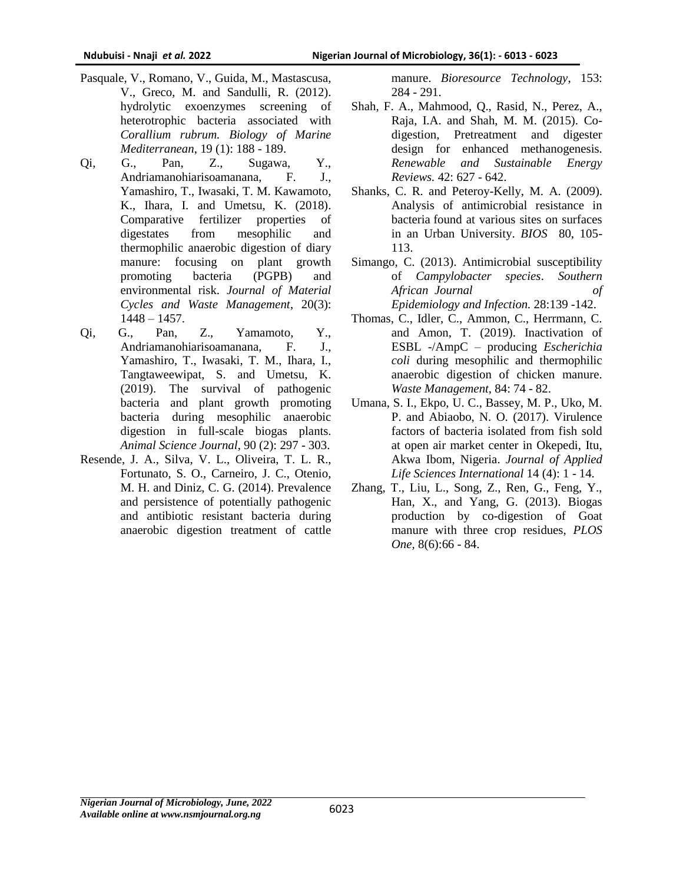Pasquale, V., Romano, V., Guida, M., Mastascusa, V., Greco, M. and Sandulli, R. (2012). hydrolytic exoenzymes screening of heterotrophic bacteria associated with *Corallium rubrum. Biology of Marine Mediterranean*, 19 (1): 188 - 189.

Qi, G., Pan, Z., Sugawa, Y., Andriamanohiarisoamanana, F. J., Yamashiro, T., Iwasaki, T. M. Kawamoto, K., Ihara, I. and Umetsu, K. (2018). Comparative fertilizer properties of digestates from mesophilic and thermophilic anaerobic digestion of diary manure: focusing on plant growth promoting bacteria (PGPB) and environmental risk. *Journal of Material Cycles and Waste Management*, 20(3): 1448 – 1457.

Qi, G., Pan, Z., Yamamoto, Y., Andriamanohiarisoamanana, F. J., Yamashiro, T., Iwasaki, T. M., Ihara, I., Tangtaweewipat, S. and Umetsu, K. (2019). The survival of pathogenic bacteria and plant growth promoting bacteria during mesophilic anaerobic digestion in full-scale biogas plants. *Animal Science Journal*, 90 (2): 297 - 303.

Resende, J. A., Silva, V. L., Oliveira, T. L. R., Fortunato, S. O., Carneiro, J. C., Otenio, M. H. and Diniz, C. G. (2014). Prevalence and persistence of potentially pathogenic and antibiotic resistant bacteria during anaerobic digestion treatment of cattle manure. *Bioresource Technology*, 153: 284 - 291.

Shah, F. A., Mahmood, Q., Rasid, N., Perez, A., Raja, I.A. and Shah, M. M. (2015). Co-digestion, Pretreatment and digester design for enhanced methanogenesis. *Renewable and Sustainable Energy Reviews.* 42: 627 - 642.

Shanks, C. R. and Peteroy-Kelly, M. A. (2009). Analysis of antimicrobial resistance in bacteria found at various sites on surfaces in an Urban University. *BIOS* 80, 105-113.

Simango, C. (2013). Antimicrobial susceptibility of *Campylobacter species*. *Southern African Journal of Epidemiology and Infection.* 28:139 -142.

Thomas, C., Idler, C., Ammon, C., Herrmann, C. and Amon, T. (2019). Inactivation of ESBL -/AmpC – producing *Escherichia coli* during mesophilic and thermophilic anaerobic digestion of chicken manure. *Waste Management*, 84: 74 - 82.

Umana, S. I., Ekpo, U. C., Bassey, M. P., Uko, M. P. and Abiaobo, N. O. (2017). Virulence factors of bacteria isolated from fish sold at open air market center in Okepedi, Itu, Akwa Ibom, Nigeria. *Journal of Applied Life Sciences International* 14 (4): 1 - 14.

Zhang, T., Liu, L., Song, Z., Ren, G., Feng, Y., Han, X., and Yang, G. (2013). Biogas production by co-digestion of Goat manure with three crop residues, *PLOS One*, 8(6):66 - 84.